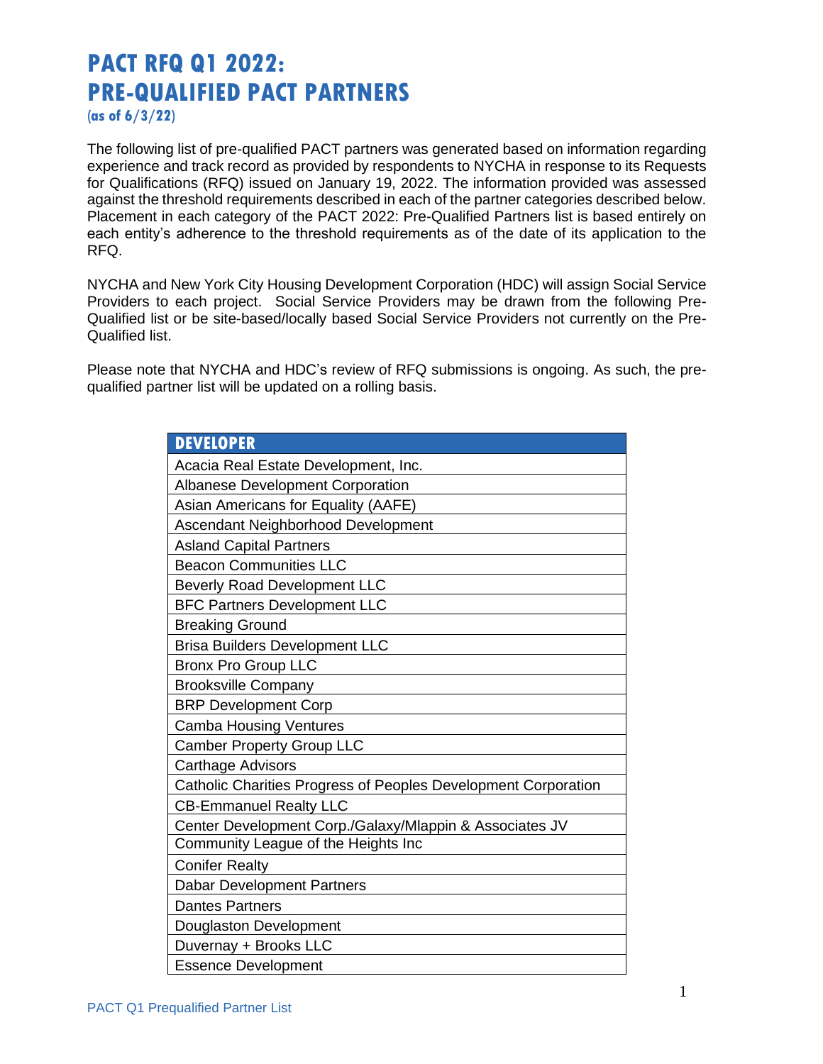# PACT RFQ Q1 2022:
# PRE-QUALIFIED PACT PARTNERS

**(as of 6/3/22)**

The following list of pre-qualified PACT partners was generated based on information regarding experience and track record as provided by respondents to NYCHA in response to its Requests for Qualifications (RFQ) issued on January 19, 2022. The information provided was assessed against the threshold requirements described in each of the partner categories described below. Placement in each category of the PACT 2022: Pre-Qualified Partners list is based entirely on each entity's adherence to the threshold requirements as of the date of its application to the RFQ.

NYCHA and New York City Housing Development Corporation (HDC) will assign Social Service Providers to each project. Social Service Providers may be drawn from the following Pre-Qualified list or be site-based/locally based Social Service Providers not currently on the Pre-Qualified list.

Please note that NYCHA and HDC's review of RFQ submissions is ongoing. As such, the pre-qualified partner list will be updated on a rolling basis.

| DEVELOPER |
|---|
| Acacia Real Estate Development, Inc. |
| Albanese Development Corporation |
| Asian Americans for Equality (AAFE) |
| Ascendant Neighborhood Development |
| Asland Capital Partners |
| Beacon Communities LLC |
| Beverly Road Development LLC |
| BFC Partners Development LLC |
| Breaking Ground |
| Brisa Builders Development LLC |
| Bronx Pro Group LLC |
| Brooksville Company |
| BRP Development Corp |
| Camba Housing Ventures |
| Camber Property Group LLC |
| Carthage Advisors |
| Catholic Charities Progress of Peoples Development Corporation |
| CB-Emmanuel Realty LLC |
| Center Development Corp./Galaxy/Mlappin & Associates JV |
| Community League of the Heights Inc |
| Conifer Realty |
| Dabar Development Partners |
| Dantes Partners |
| Douglaston Development |
| Duvernay + Brooks LLC |
| Essence Development |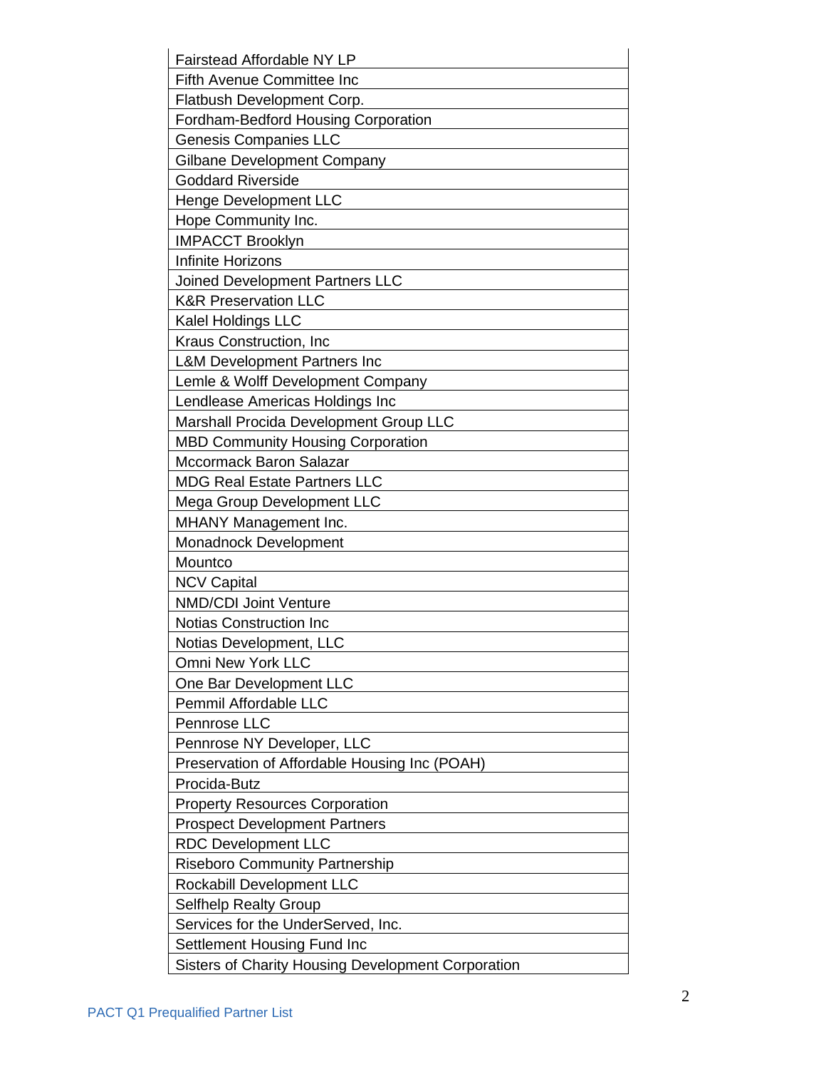| Fairstead Affordable NY LP |
|---|
| Fifth Avenue Committee Inc |
| Flatbush Development Corp. |
| Fordham-Bedford Housing Corporation |
| Genesis Companies LLC |
| Gilbane Development Company |
| Goddard Riverside |
| Henge Development LLC |
| Hope Community Inc. |
| IMPACCT Brooklyn |
| Infinite Horizons |
| Joined Development Partners LLC |
| K&R Preservation LLC |
| Kalel Holdings LLC |
| Kraus Construction, Inc |
| L&M Development Partners Inc |
| Lemle & Wolff Development Company |
| Lendlease Americas Holdings Inc |
| Marshall Procida Development Group LLC |
| MBD Community Housing Corporation |
| Mccormack Baron Salazar |
| MDG Real Estate Partners LLC |
| Mega Group Development LLC |
| MHANY Management Inc. |
| Monadnock Development |
| Mountco |
| NCV Capital |
| NMD/CDI Joint Venture |
| Notias Construction Inc |
| Notias Development, LLC |
| Omni New York LLC |
| One Bar Development LLC |
| Pemmil Affordable LLC |
| Pennrose LLC |
| Pennrose NY Developer, LLC |
| Preservation of Affordable Housing Inc (POAH) |
| Procida-Butz |
| Property Resources Corporation |
| Prospect Development Partners |
| RDC Development LLC |
| Riseboro Community Partnership |
| Rockabill Development LLC |
| Selfhelp Realty Group |
| Services for the UnderServed, Inc. |
| Settlement Housing Fund Inc |
| Sisters of Charity Housing Development Corporation |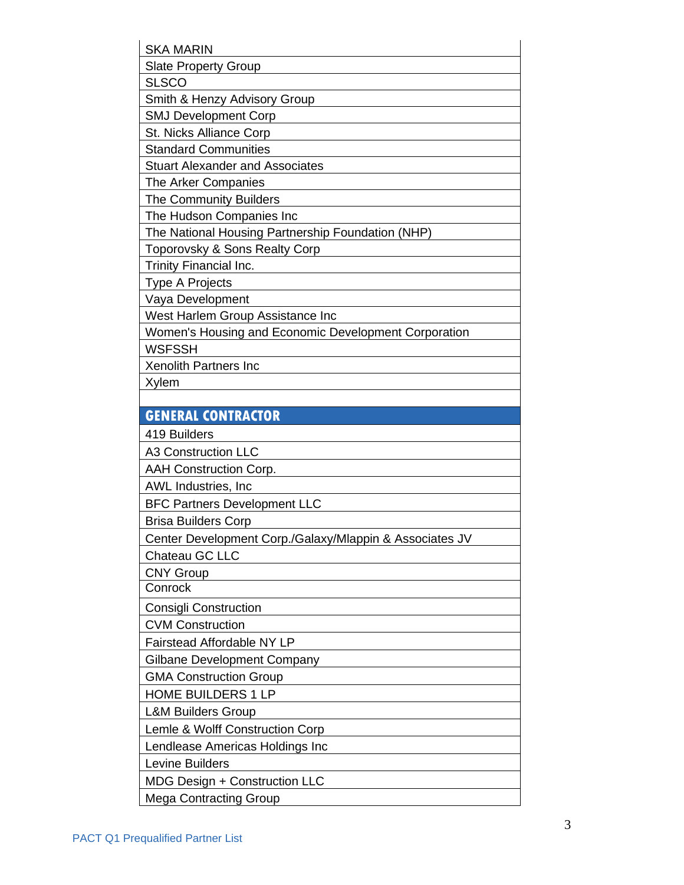| SKA MARIN |
| --- |
| Slate Property Group |
| SLSCO |
| Smith & Henzy Advisory Group |
| SMJ Development Corp |
| St. Nicks Alliance Corp |
| Standard Communities |
| Stuart Alexander and Associates |
| The Arker Companies |
| The Community Builders |
| The Hudson Companies Inc |
| The National Housing Partnership Foundation (NHP) |
| Toporovsky & Sons Realty Corp |
| Trinity Financial Inc. |
| Type A Projects |
| Vaya Development |
| West Harlem Group Assistance Inc |
| Women's Housing and Economic Development Corporation |
| WSFSSH |
| Xenolith Partners Inc |
| Xylem |

| **GENERAL CONTRACTOR** |
| --- |
| 419 Builders |
| A3 Construction LLC |
| AAH Construction Corp. |
| AWL Industries, Inc |
| BFC Partners Development LLC |
| Brisa Builders Corp |
| Center Development Corp./Galaxy/Mlappin & Associates JV |
| Chateau GC LLC |
| CNY Group |
| Conrock |
| Consigli Construction |
| CVM Construction |
| Fairstead Affordable NY LP |
| Gilbane Development Company |
| GMA Construction Group |
| HOME BUILDERS 1 LP |
| L&M Builders Group |
| Lemle & Wolff Construction Corp |
| Lendlease Americas Holdings Inc |
| Levine Builders |
| MDG Design + Construction LLC |
| Mega Contracting Group |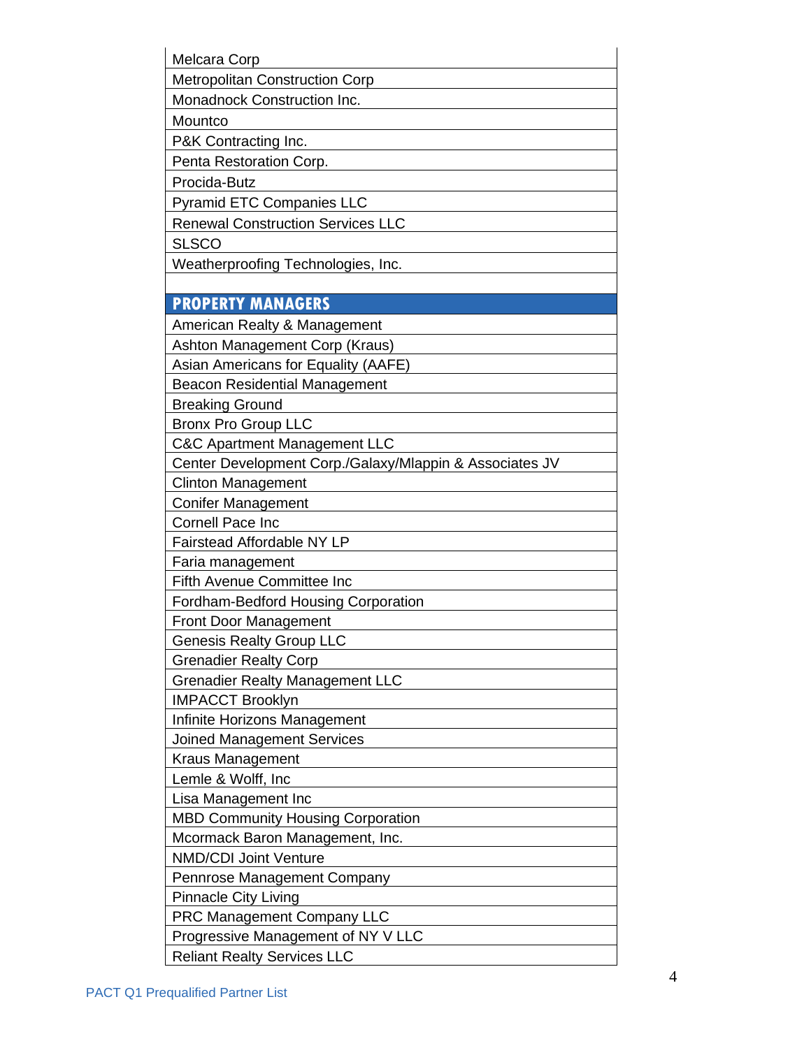| |
|---|
| Melcara Corp |
| Metropolitan Construction Corp |
| Monadnock Construction Inc. |
| Mountco |
| P&K Contracting Inc. |
| Penta Restoration Corp. |
| Procida-Butz |
| Pyramid ETC Companies LLC |
| Renewal Construction Services LLC |
| SLSCO |
| Weatherproofing Technologies, Inc. |
| |
| **PROPERTY MANAGERS** |
| American Realty & Management |
| Ashton Management Corp (Kraus) |
| Asian Americans for Equality (AAFE) |
| Beacon Residential Management |
| Breaking Ground |
| Bronx Pro Group LLC |
| C&C Apartment Management LLC |
| Center Development Corp./Galaxy/Mlappin & Associates JV |
| Clinton Management |
| Conifer Management |
| Cornell Pace Inc |
| Fairstead Affordable NY LP |
| Faria management |
| Fifth Avenue Committee Inc |
| Fordham-Bedford Housing Corporation |
| Front Door Management |
| Genesis Realty Group LLC |
| Grenadier Realty Corp |
| Grenadier Realty Management LLC |
| IMPACCT Brooklyn |
| Infinite Horizons Management |
| Joined Management Services |
| Kraus Management |
| Lemle & Wolff, Inc |
| Lisa Management Inc |
| MBD Community Housing Corporation |
| Mcormack Baron Management, Inc. |
| NMD/CDI Joint Venture |
| Pennrose Management Company |
| Pinnacle City Living |
| PRC Management Company LLC |
| Progressive Management of NY V LLC |
| Reliant Realty Services LLC |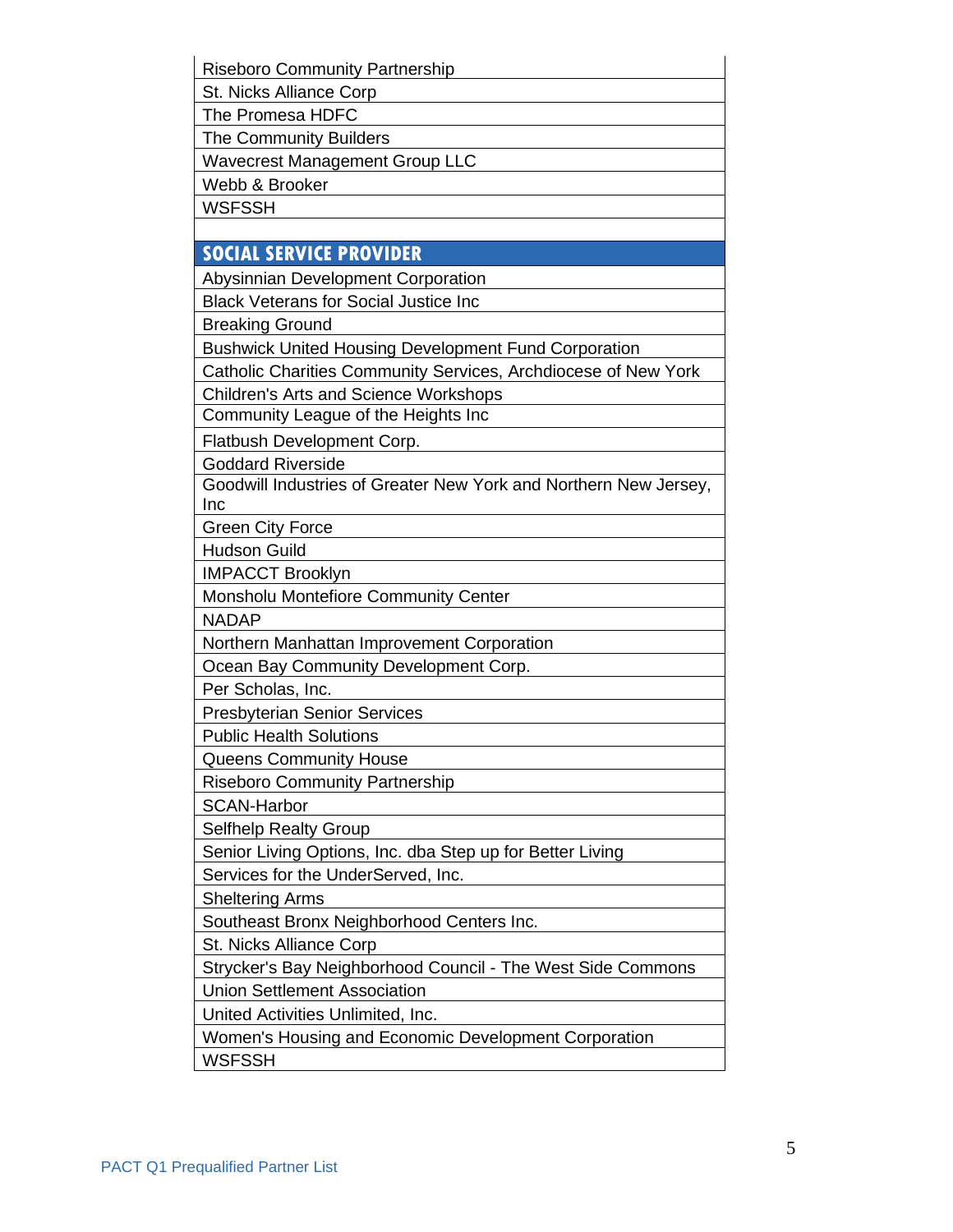| |
|---|
| Riseboro Community Partnership |
| St. Nicks Alliance Corp |
| The Promesa HDFC |
| The Community Builders |
| Wavecrest Management Group LLC |
| Webb & Brooker |
| WSFSSH |

| **SOCIAL SERVICE PROVIDER** |
|---|
| Abysinnian Development Corporation |
| Black Veterans for Social Justice Inc |
| Breaking Ground |
| Bushwick United Housing Development Fund Corporation |
| Catholic Charities Community Services, Archdiocese of New York |
| Children's Arts and Science Workshops |
| Community League of the Heights Inc |
| Flatbush Development Corp. |
| Goddard Riverside |
| Goodwill Industries of Greater New York and Northern New Jersey, Inc |
| Green City Force |
| Hudson Guild |
| IMPACCT Brooklyn |
| Monsholu Montefiore Community Center |
| NADAP |
| Northern Manhattan Improvement Corporation |
| Ocean Bay Community Development Corp. |
| Per Scholas, Inc. |
| Presbyterian Senior Services |
| Public Health Solutions |
| Queens Community House |
| Riseboro Community Partnership |
| SCAN-Harbor |
| Selfhelp Realty Group |
| Senior Living Options, Inc. dba Step up for Better Living |
| Services for the UnderServed, Inc. |
| Sheltering Arms |
| Southeast Bronx Neighborhood Centers Inc. |
| St. Nicks Alliance Corp |
| Strycker's Bay Neighborhood Council - The West Side Commons |
| Union Settlement Association |
| United Activities Unlimited, Inc. |
| Women's Housing and Economic Development Corporation |
| WSFSSH |